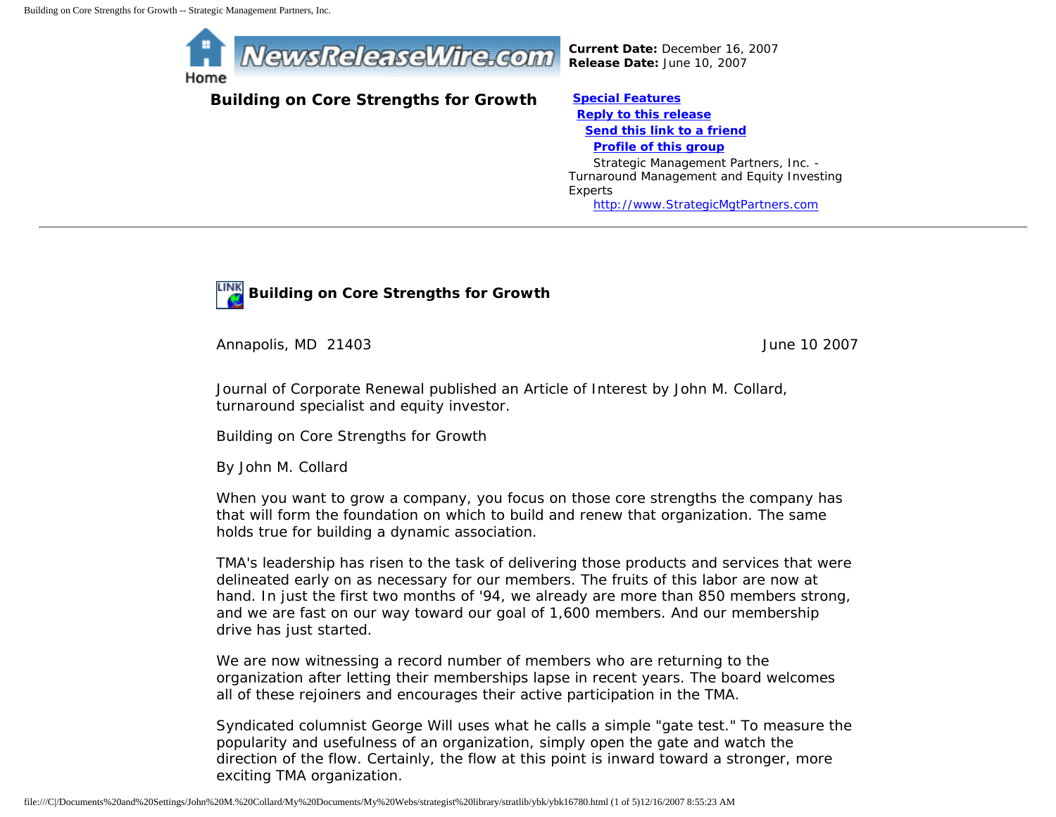Home

**Current Date:** December 16, 2007
**Release Date:** June 10, 2007

## Building on Core Strengths for Growth

**Special Features**
**Reply to this release**
**Send this link to a friend**
**Profile of this group**

Strategic Management Partners, Inc. - Turnaround Management and Equity Investing Experts
http://www.StrategicMgtPartners.com

---

### Building on Core Strengths for Growth

Annapolis, MD 21403 June 10 2007

Journal of Corporate Renewal published an Article of Interest by John M. Collard, turnaround specialist and equity investor.

Building on Core Strengths for Growth

By John M. Collard

When you want to grow a company, you focus on those core strengths the company has that will form the foundation on which to build and renew that organization. The same holds true for building a dynamic association.

TMA's leadership has risen to the task of delivering those products and services that were delineated early on as necessary for our members. The fruits of this labor are now at hand. In just the first two months of '94, we already are more than 850 members strong, and we are fast on our way toward our goal of 1,600 members. And our membership drive has just started.

We are now witnessing a record number of members who are returning to the organization after letting their memberships lapse in recent years. The board welcomes all of these rejoiners and encourages their active participation in the TMA.

Syndicated columnist George Will uses what he calls a simple "gate test." To measure the popularity and usefulness of an organization, simply open the gate and watch the direction of the flow. Certainly, the flow at this point is inward toward a stronger, more exciting TMA organization.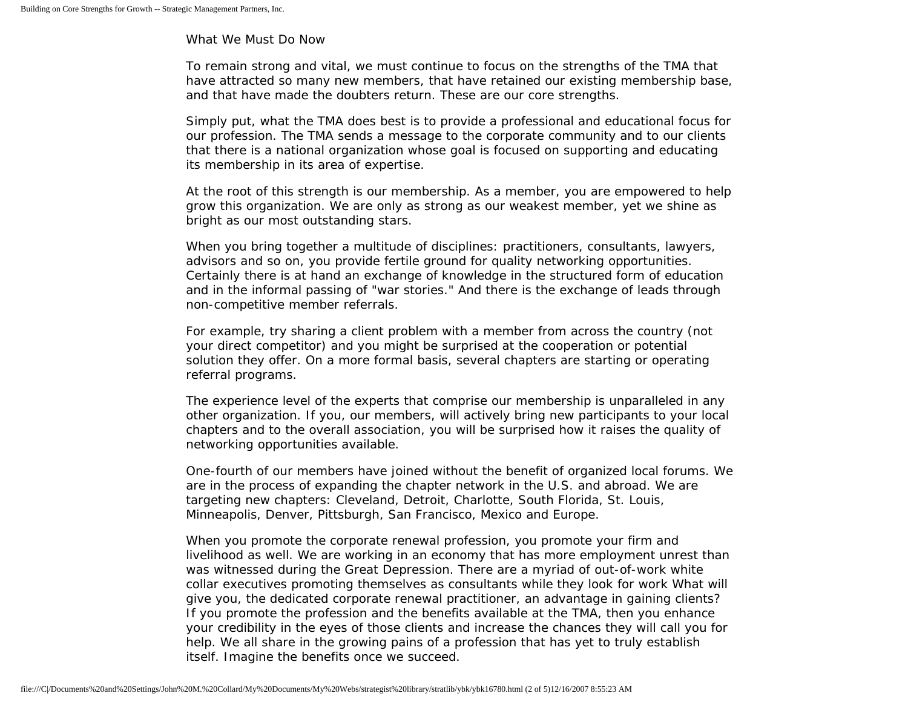## What We Must Do Now

To remain strong and vital, we must continue to focus on the strengths of the TMA that have attracted so many new members, that have retained our existing membership base, and that have made the doubters return. These are our core strengths.

Simply put, what the TMA does best is to provide a professional and educational focus for our profession. The TMA sends a message to the corporate community and to our clients that there is a national organization whose goal is focused on supporting and educating its membership in its area of expertise.

At the root of this strength is our membership. As a member, you are empowered to help grow this organization. We are only as strong as our weakest member, yet we shine as bright as our most outstanding stars.

When you bring together a multitude of disciplines: practitioners, consultants, lawyers, advisors and so on, you provide fertile ground for quality networking opportunities. Certainly there is at hand an exchange of knowledge in the structured form of education and in the informal passing of "war stories." And there is the exchange of leads through non-competitive member referrals.

For example, try sharing a client problem with a member from across the country (not your direct competitor) and you might be surprised at the cooperation or potential solution they offer. On a more formal basis, several chapters are starting or operating referral programs.

The experience level of the experts that comprise our membership is unparalleled in any other organization. If you, our members, will actively bring new participants to your local chapters and to the overall association, you will be surprised how it raises the quality of networking opportunities available.

One-fourth of our members have joined without the benefit of organized local forums. We are in the process of expanding the chapter network in the U.S. and abroad. We are targeting new chapters: Cleveland, Detroit, Charlotte, South Florida, St. Louis, Minneapolis, Denver, Pittsburgh, San Francisco, Mexico and Europe.

When you promote the corporate renewal profession, you promote your firm and livelihood as well. We are working in an economy that has more employment unrest than was witnessed during the Great Depression. There are a myriad of out-of-work white collar executives promoting themselves as consultants while they look for work What will give you, the dedicated corporate renewal practitioner, an advantage in gaining clients? If you promote the profession and the benefits available at the TMA, then you enhance your credibility in the eyes of those clients and increase the chances they will call you for help. We all share in the growing pains of a profession that has yet to truly establish itself. Imagine the benefits once we succeed.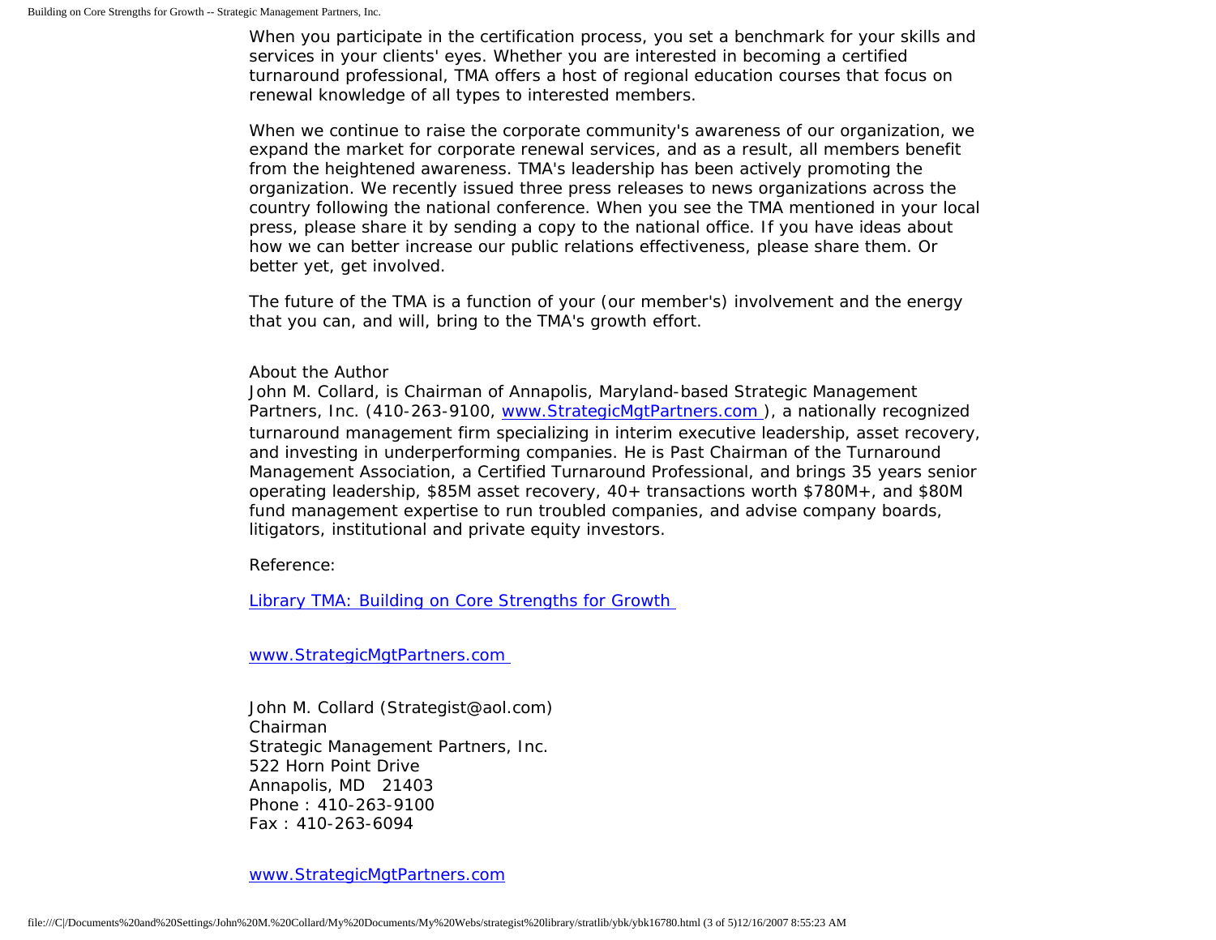When you participate in the certification process, you set a benchmark for your skills and services in your clients' eyes. Whether you are interested in becoming a certified turnaround professional, TMA offers a host of regional education courses that focus on renewal knowledge of all types to interested members.

When we continue to raise the corporate community's awareness of our organization, we expand the market for corporate renewal services, and as a result, all members benefit from the heightened awareness. TMA's leadership has been actively promoting the organization. We recently issued three press releases to news organizations across the country following the national conference. When you see the TMA mentioned in your local press, please share it by sending a copy to the national office. If you have ideas about how we can better increase our public relations effectiveness, please share them. Or better yet, get involved.

The future of the TMA is a function of your (our member's) involvement and the energy that you can, and will, bring to the TMA's growth effort.

About the Author
John M. Collard, is Chairman of Annapolis, Maryland-based Strategic Management Partners, Inc. (410-263-9100, [www.StrategicMgtPartners.com](http://www.StrategicMgtPartners.com) ), a nationally recognized turnaround management firm specializing in interim executive leadership, asset recovery, and investing in underperforming companies. He is Past Chairman of the Turnaround Management Association, a Certified Turnaround Professional, and brings 35 years senior operating leadership, $85M asset recovery, 40+ transactions worth $780M+, and $80M fund management expertise to run troubled companies, and advise company boards, litigators, institutional and private equity investors.

Reference:

[Library TMA: Building on Core Strengths for Growth](#)

[www.StrategicMgtPartners.com](http://www.StrategicMgtPartners.com)

John M. Collard (Strategist@aol.com)
Chairman
Strategic Management Partners, Inc.
522 Horn Point Drive
Annapolis, MD 21403
Phone : 410-263-9100
Fax : 410-263-6094

[www.StrategicMgtPartners.com](http://www.StrategicMgtPartners.com)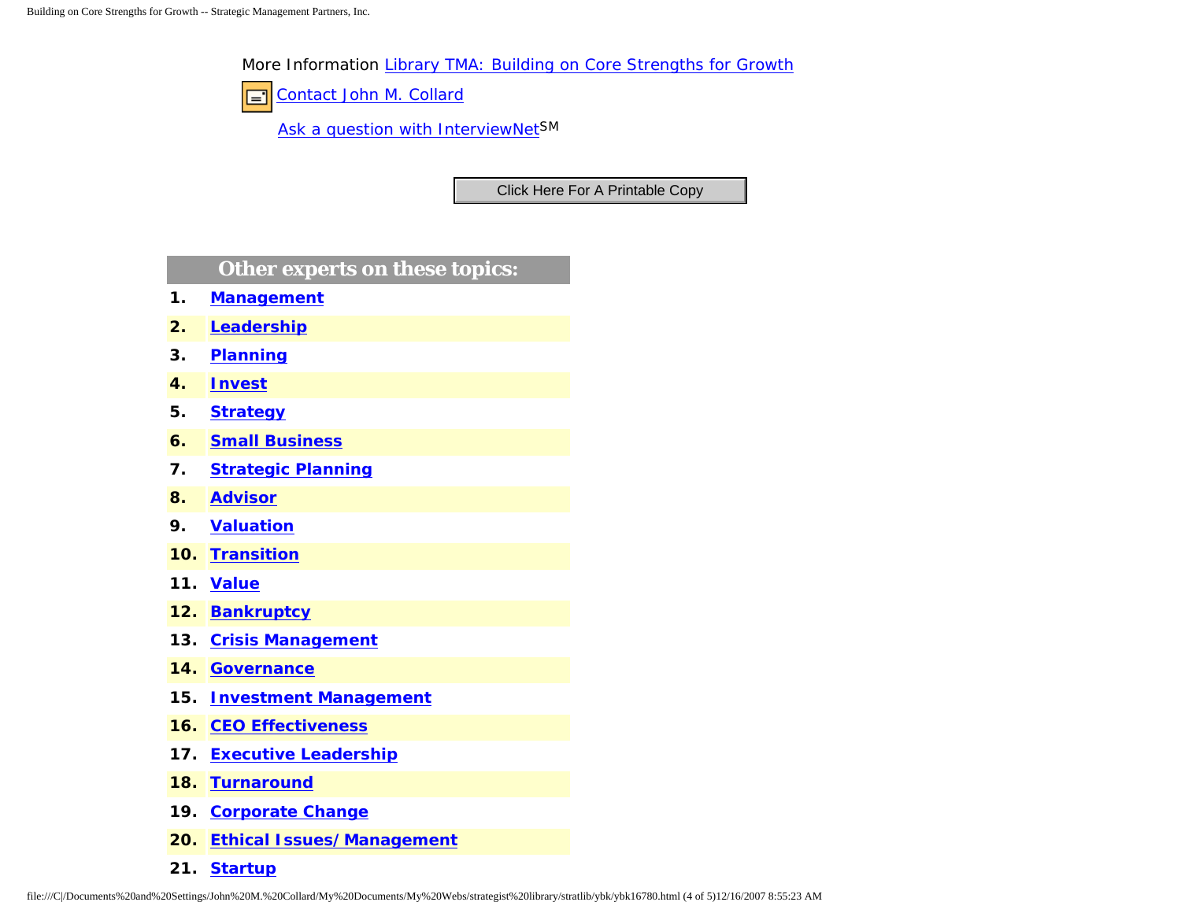More Information Library TMA: Building on Core Strengths for Growth

Contact John M. Collard

Ask a question with InterviewNet[SM]

Click Here For A Printable Copy

| Other experts on these topics: | |
|---|---|
| 1. | Management |
| 2. | Leadership |
| 3. | Planning |
| 4. | Invest |
| 5. | Strategy |
| 6. | Small Business |
| 7. | Strategic Planning |
| 8. | Advisor |
| 9. | Valuation |
| 10. | Transition |
| 11. | Value |
| 12. | Bankruptcy |
| 13. | Crisis Management |
| 14. | Governance |
| 15. | Investment Management |
| 16. | CEO Effectiveness |
| 17. | Executive Leadership |
| 18. | Turnaround |
| 19. | Corporate Change |
| 20. | Ethical Issues/ Management |
| 21. | Startup |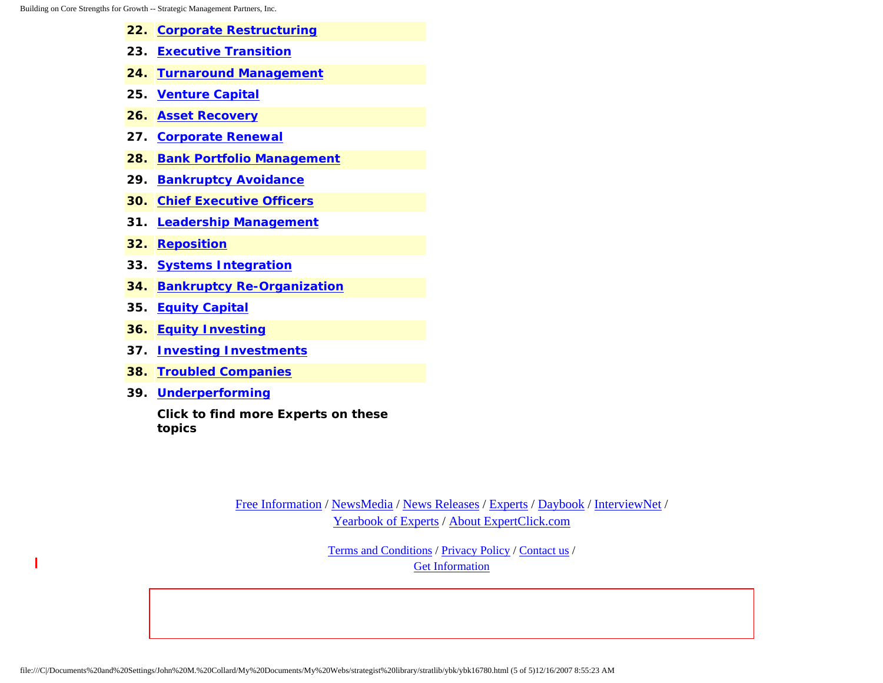22. **Corporate Restructuring**
23. **Executive Transition**
24. **Turnaround Management**
25. **Venture Capital**
26. **Asset Recovery**
27. **Corporate Renewal**
28. **Bank Portfolio Management**
29. **Bankruptcy Avoidance**
30. **Chief Executive Officers**
31. **Leadership Management**
32. **Reposition**
33. **Systems Integration**
34. **Bankruptcy Re-Organization**
35. **Equity Capital**
36. **Equity Investing**
37. **Investing Investments**
38. **Troubled Companies**
39. **Underperforming**

**Click to find more Experts on these topics**

Free Information / NewsMedia / News Releases / Experts / Daybook / InterviewNet / Yearbook of Experts / About ExpertClick.com

Terms and Conditions / Privacy Policy / Contact us / Get Information